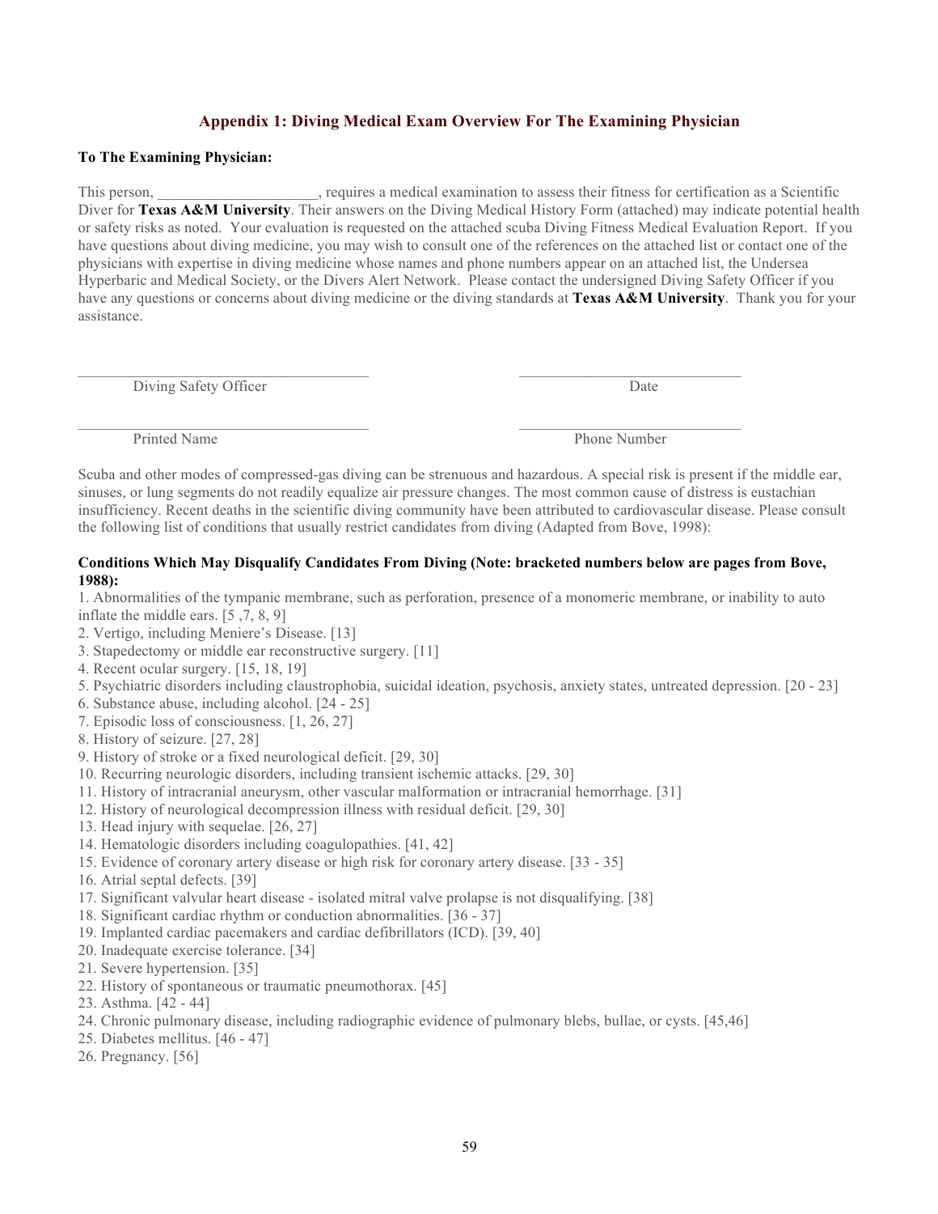## Appendix 1: Diving Medical Exam Overview For The Examining Physician

**To The Examining Physician:**

This person, _____________________, requires a medical examination to assess their fitness for certification as a Scientific Diver for **Texas A&M University**. Their answers on the Diving Medical History Form (attached) may indicate potential health or safety risks as noted. Your evaluation is requested on the attached scuba Diving Fitness Medical Evaluation Report. If you have questions about diving medicine, you may wish to consult one of the references on the attached list or contact one of the physicians with expertise in diving medicine whose names and phone numbers appear on an attached list, the Undersea Hyperbaric and Medical Society, or the Divers Alert Network. Please contact the undersigned Diving Safety Officer if you have any questions or concerns about diving medicine or the diving standards at **Texas A&M University**. Thank you for your assistance.

___________________________________ ___________________________

Diving Safety Officer Date

___________________________________ ___________________________

Printed Name Phone Number

Scuba and other modes of compressed-gas diving can be strenuous and hazardous. A special risk is present if the middle ear, sinuses, or lung segments do not readily equalize air pressure changes. The most common cause of distress is eustachian insufficiency. Recent deaths in the scientific diving community have been attributed to cardiovascular disease. Please consult the following list of conditions that usually restrict candidates from diving (Adapted from Bove, 1998):

**Conditions Which May Disqualify Candidates From Diving (Note: bracketed numbers below are pages from Bove, 1988):**

1. Abnormalities of the tympanic membrane, such as perforation, presence of a monomeric membrane, or inability to auto inflate the middle ears. [5 ,7, 8, 9]
2. Vertigo, including Meniere's Disease. [13]
3. Stapedectomy or middle ear reconstructive surgery. [11]
4. Recent ocular surgery. [15, 18, 19]
5. Psychiatric disorders including claustrophobia, suicidal ideation, psychosis, anxiety states, untreated depression. [20 - 23]
6. Substance abuse, including alcohol. [24 - 25]
7. Episodic loss of consciousness. [1, 26, 27]
8. History of seizure. [27, 28]
9. History of stroke or a fixed neurological deficit. [29, 30]
10. Recurring neurologic disorders, including transient ischemic attacks. [29, 30]
11. History of intracranial aneurysm, other vascular malformation or intracranial hemorrhage. [31]
12. History of neurological decompression illness with residual deficit. [29, 30]
13. Head injury with sequelae. [26, 27]
14. Hematologic disorders including coagulopathies. [41, 42]
15. Evidence of coronary artery disease or high risk for coronary artery disease. [33 - 35]
16. Atrial septal defects. [39]
17. Significant valvular heart disease - isolated mitral valve prolapse is not disqualifying. [38]
18. Significant cardiac rhythm or conduction abnormalities. [36 - 37]
19. Implanted cardiac pacemakers and cardiac defibrillators (ICD). [39, 40]
20. Inadequate exercise tolerance. [34]
21. Severe hypertension. [35]
22. History of spontaneous or traumatic pneumothorax. [45]
23. Asthma. [42 - 44]
24. Chronic pulmonary disease, including radiographic evidence of pulmonary blebs, bullae, or cysts. [45,46]
25. Diabetes mellitus. [46 - 47]
26. Pregnancy. [56]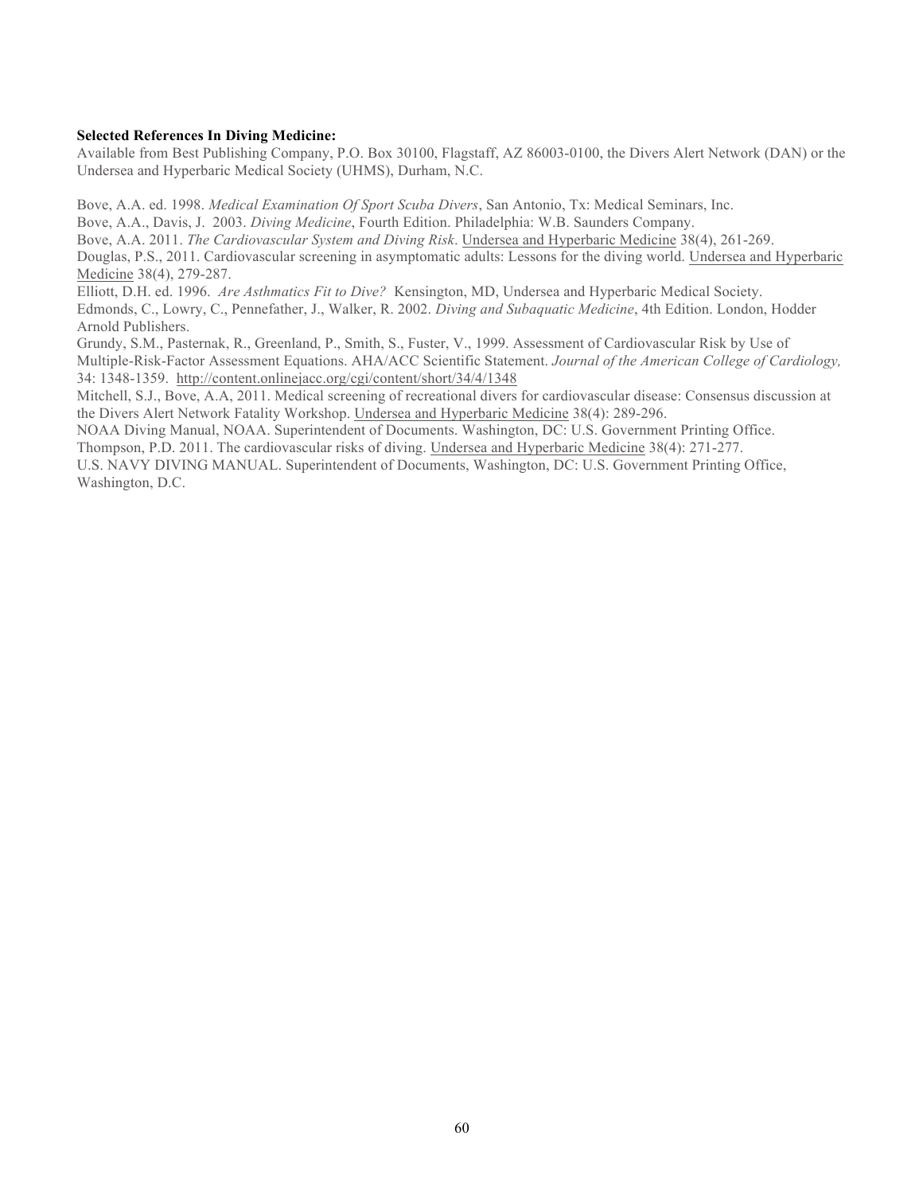**Selected References In Diving Medicine:**
Available from Best Publishing Company, P.O. Box 30100, Flagstaff, AZ 86003-0100, the Divers Alert Network (DAN) or the Undersea and Hyperbaric Medical Society (UHMS), Durham, N.C.

Bove, A.A. ed. 1998. *Medical Examination Of Sport Scuba Divers*, San Antonio, Tx: Medical Seminars, Inc.

Bove, A.A., Davis, J. 2003. *Diving Medicine*, Fourth Edition. Philadelphia: W.B. Saunders Company.

Bove, A.A. 2011. *The Cardiovascular System and Diving Risk*. Undersea and Hyperbaric Medicine 38(4), 261-269.

Douglas, P.S., 2011. Cardiovascular screening in asymptomatic adults: Lessons for the diving world. Undersea and Hyperbaric Medicine 38(4), 279-287.

Elliott, D.H. ed. 1996. *Are Asthmatics Fit to Dive?* Kensington, MD, Undersea and Hyperbaric Medical Society.

Edmonds, C., Lowry, C., Pennefather, J., Walker, R. 2002. *Diving and Subaquatic Medicine*, 4th Edition. London, Hodder Arnold Publishers.

Grundy, S.M., Pasternak, R., Greenland, P., Smith, S., Fuster, V., 1999. Assessment of Cardiovascular Risk by Use of Multiple-Risk-Factor Assessment Equations. AHA/ACC Scientific Statement. *Journal of the American College of Cardiology,* 34: 1348-1359. http://content.onlinejacc.org/cgi/content/short/34/4/1348

Mitchell, S.J., Bove, A.A, 2011. Medical screening of recreational divers for cardiovascular disease: Consensus discussion at the Divers Alert Network Fatality Workshop. Undersea and Hyperbaric Medicine 38(4): 289-296.

NOAA Diving Manual, NOAA. Superintendent of Documents. Washington, DC: U.S. Government Printing Office.

Thompson, P.D. 2011. The cardiovascular risks of diving. Undersea and Hyperbaric Medicine 38(4): 271-277.

U.S. NAVY DIVING MANUAL. Superintendent of Documents, Washington, DC: U.S. Government Printing Office, Washington, D.C.